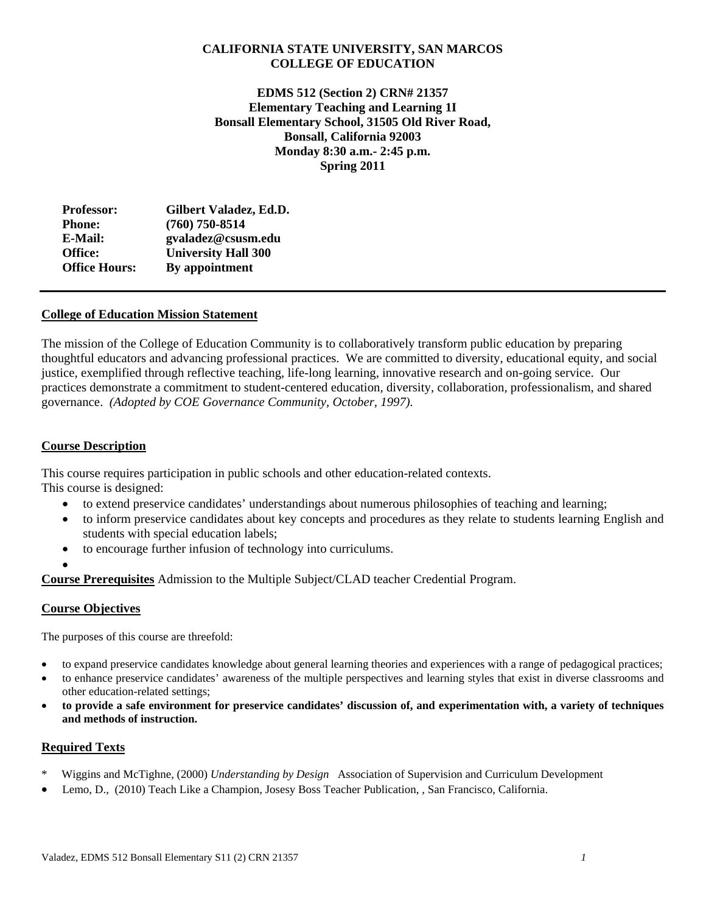**CALIFORNIA STATE UNIVERSITY, SAN MARCOS**
**COLLEGE OF EDUCATION**

**EDMS 512 (Section 2) CRN# 21357**
**Elementary Teaching and Learning 1I**
**Bonsall Elementary School, 31505 Old River Road,**
**Bonsall, California 92003**
**Monday 8:30 a.m.- 2:45 p.m.**
**Spring 2011**

| | |
|---|---|
| **Professor:** | **Gilbert Valadez, Ed.D.** |
| **Phone:** | **(760) 750-8514** |
| **E-Mail:** | **gvaladez@csusm.edu** |
| **Office:** | **University Hall 300** |
| **Office Hours:** | **By appointment** |

---

## College of Education Mission Statement

The mission of the College of Education Community is to collaboratively transform public education by preparing thoughtful educators and advancing professional practices. We are committed to diversity, educational equity, and social justice, exemplified through reflective teaching, life-long learning, innovative research and on-going service. Our practices demonstrate a commitment to student-centered education, diversity, collaboration, professionalism, and shared governance. *(Adopted by COE Governance Community, October, 1997).*

## Course Description

This course requires participation in public schools and other education-related contexts.
This course is designed:

- to extend preservice candidates' understandings about numerous philosophies of teaching and learning;
- to inform preservice candidates about key concepts and procedures as they relate to students learning English and students with special education labels;
- to encourage further infusion of technology into curriculums.
-

**Course Prerequisites** Admission to the Multiple Subject/CLAD teacher Credential Program.

## Course Objectives

The purposes of this course are threefold:

- to expand preservice candidates knowledge about general learning theories and experiences with a range of pedagogical practices;
- to enhance preservice candidates' awareness of the multiple perspectives and learning styles that exist in diverse classrooms and other education-related settings;
- **to provide a safe environment for preservice candidates' discussion of, and experimentation with, a variety of techniques and methods of instruction.**

## Required Texts

\* Wiggins and McTighne, (2000) *Understanding by Design* Association of Supervision and Curriculum Development

- Lemo, D., (2010) Teach Like a Champion, Josesy Boss Teacher Publication, , San Francisco, California.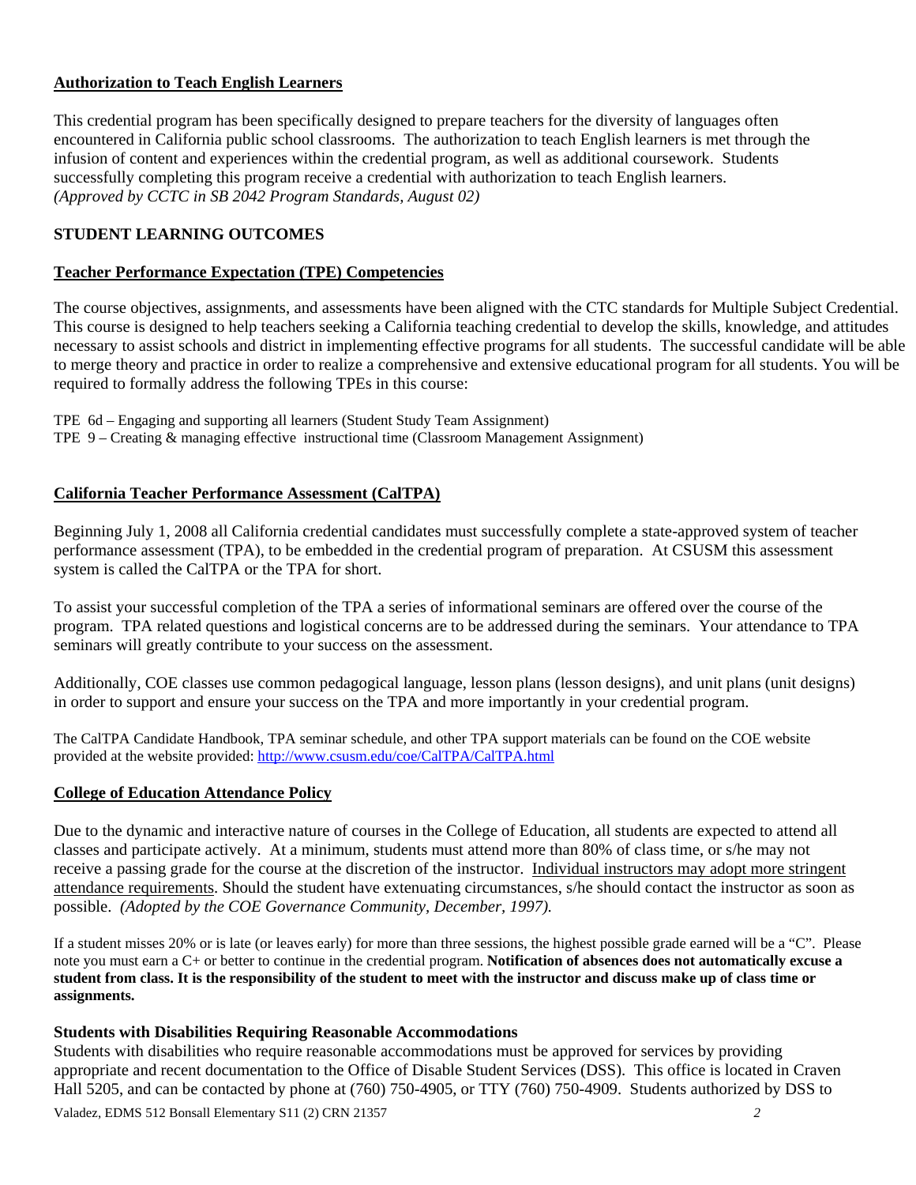## Authorization to Teach English Learners

This credential program has been specifically designed to prepare teachers for the diversity of languages often encountered in California public school classrooms. The authorization to teach English learners is met through the infusion of content and experiences within the credential program, as well as additional coursework. Students successfully completing this program receive a credential with authorization to teach English learners. *(Approved by CCTC in SB 2042 Program Standards, August 02)*

## STUDENT LEARNING OUTCOMES

### Teacher Performance Expectation (TPE) Competencies

The course objectives, assignments, and assessments have been aligned with the CTC standards for Multiple Subject Credential. This course is designed to help teachers seeking a California teaching credential to develop the skills, knowledge, and attitudes necessary to assist schools and district in implementing effective programs for all students. The successful candidate will be able to merge theory and practice in order to realize a comprehensive and extensive educational program for all students. You will be required to formally address the following TPEs in this course:

TPE 6d – Engaging and supporting all learners (Student Study Team Assignment)
TPE 9 – Creating & managing effective instructional time (Classroom Management Assignment)

### California Teacher Performance Assessment (CalTPA)

Beginning July 1, 2008 all California credential candidates must successfully complete a state-approved system of teacher performance assessment (TPA), to be embedded in the credential program of preparation. At CSUSM this assessment system is called the CalTPA or the TPA for short.

To assist your successful completion of the TPA a series of informational seminars are offered over the course of the program. TPA related questions and logistical concerns are to be addressed during the seminars. Your attendance to TPA seminars will greatly contribute to your success on the assessment.

Additionally, COE classes use common pedagogical language, lesson plans (lesson designs), and unit plans (unit designs) in order to support and ensure your success on the TPA and more importantly in your credential program.

The CalTPA Candidate Handbook, TPA seminar schedule, and other TPA support materials can be found on the COE website provided at the website provided: http://www.csusm.edu/coe/CalTPA/CalTPA.html

### College of Education Attendance Policy

Due to the dynamic and interactive nature of courses in the College of Education, all students are expected to attend all classes and participate actively. At a minimum, students must attend more than 80% of class time, or s/he may not receive a passing grade for the course at the discretion of the instructor. Individual instructors may adopt more stringent attendance requirements. Should the student have extenuating circumstances, s/he should contact the instructor as soon as possible. *(Adopted by the COE Governance Community, December, 1997).*

If a student misses 20% or is late (or leaves early) for more than three sessions, the highest possible grade earned will be a "C". Please note you must earn a C+ or better to continue in the credential program. **Notification of absences does not automatically excuse a student from class. It is the responsibility of the student to meet with the instructor and discuss make up of class time or assignments.**

### Students with Disabilities Requiring Reasonable Accommodations

Students with disabilities who require reasonable accommodations must be approved for services by providing appropriate and recent documentation to the Office of Disable Student Services (DSS). This office is located in Craven Hall 5205, and can be contacted by phone at (760) 750-4905, or TTY (760) 750-4909. Students authorized by DSS to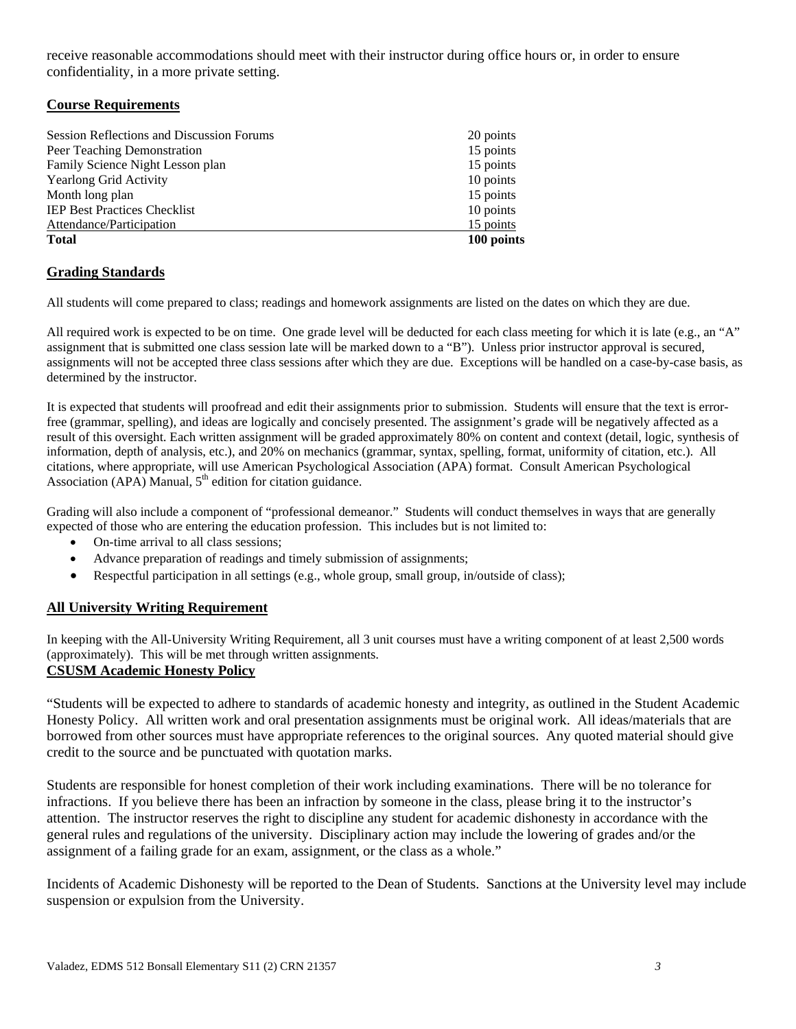receive reasonable accommodations should meet with their instructor during office hours or, in order to ensure confidentiality, in a more private setting.

## Course Requirements

| | |
|---|---|
| Session Reflections and Discussion Forums | 20 points |
| Peer Teaching Demonstration | 15 points |
| Family Science Night Lesson plan | 15 points |
| Yearlong Grid Activity | 10 points |
| Month long plan | 15 points |
| IEP Best Practices Checklist | 10 points |
| Attendance/Participation | 15 points |
| **Total** | **100 points** |

## Grading Standards

All students will come prepared to class; readings and homework assignments are listed on the dates on which they are due.

All required work is expected to be on time. One grade level will be deducted for each class meeting for which it is late (e.g., an "A" assignment that is submitted one class session late will be marked down to a "B"). Unless prior instructor approval is secured, assignments will not be accepted three class sessions after which they are due. Exceptions will be handled on a case-by-case basis, as determined by the instructor.

It is expected that students will proofread and edit their assignments prior to submission. Students will ensure that the text is error-free (grammar, spelling), and ideas are logically and concisely presented. The assignment's grade will be negatively affected as a result of this oversight. Each written assignment will be graded approximately 80% on content and context (detail, logic, synthesis of information, depth of analysis, etc.), and 20% on mechanics (grammar, syntax, spelling, format, uniformity of citation, etc.). All citations, where appropriate, will use American Psychological Association (APA) format. Consult American Psychological Association (APA) Manual, 5th edition for citation guidance.

Grading will also include a component of "professional demeanor." Students will conduct themselves in ways that are generally expected of those who are entering the education profession. This includes but is not limited to:

- On-time arrival to all class sessions;
- Advance preparation of readings and timely submission of assignments;
- Respectful participation in all settings (e.g., whole group, small group, in/outside of class);

## All University Writing Requirement

In keeping with the All-University Writing Requirement, all 3 unit courses must have a writing component of at least 2,500 words (approximately). This will be met through written assignments.

## CSUSM Academic Honesty Policy

"Students will be expected to adhere to standards of academic honesty and integrity, as outlined in the Student Academic Honesty Policy. All written work and oral presentation assignments must be original work. All ideas/materials that are borrowed from other sources must have appropriate references to the original sources. Any quoted material should give credit to the source and be punctuated with quotation marks.

Students are responsible for honest completion of their work including examinations. There will be no tolerance for infractions. If you believe there has been an infraction by someone in the class, please bring it to the instructor's attention. The instructor reserves the right to discipline any student for academic dishonesty in accordance with the general rules and regulations of the university. Disciplinary action may include the lowering of grades and/or the assignment of a failing grade for an exam, assignment, or the class as a whole."

Incidents of Academic Dishonesty will be reported to the Dean of Students. Sanctions at the University level may include suspension or expulsion from the University.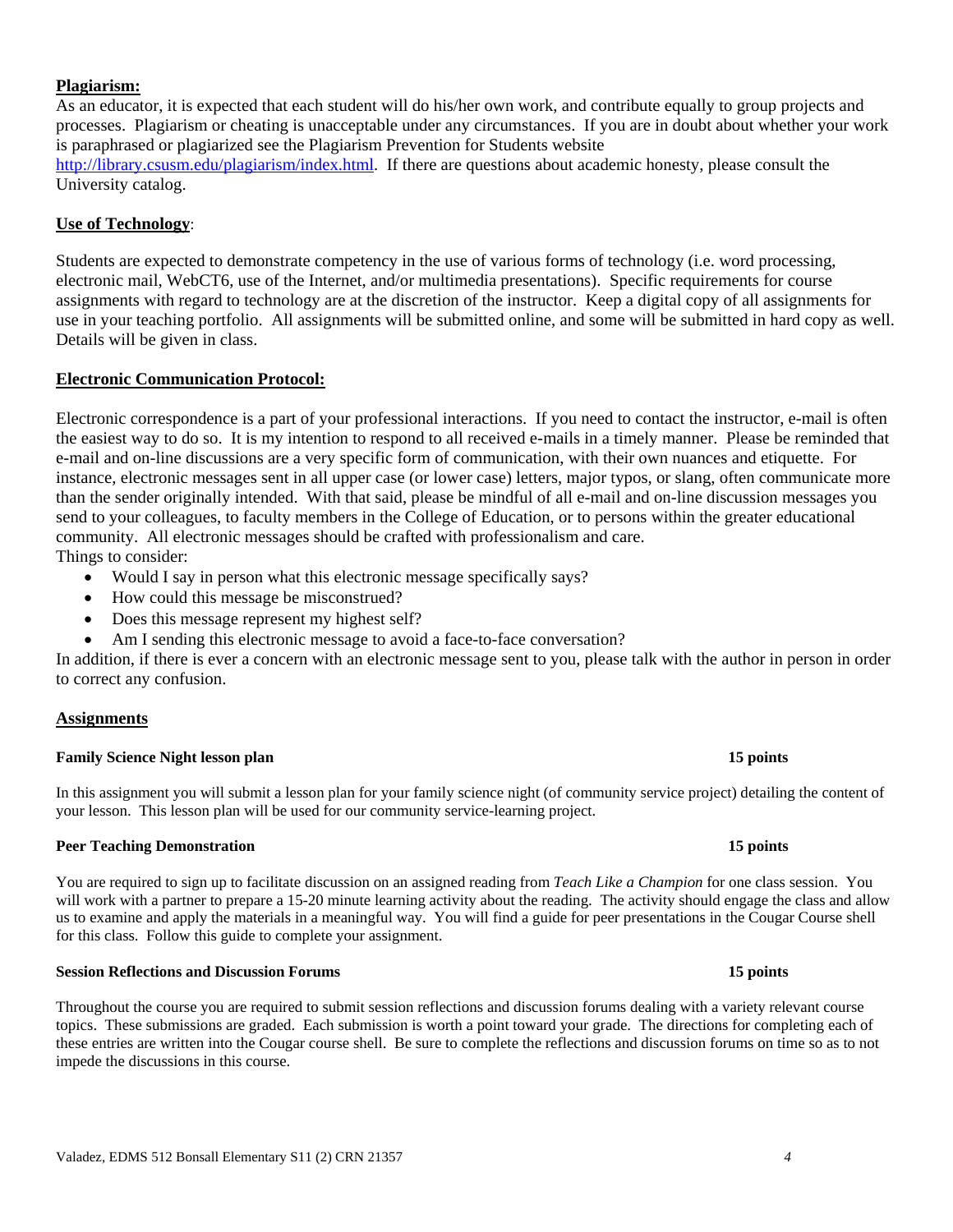**Plagiarism:**

As an educator, it is expected that each student will do his/her own work, and contribute equally to group projects and processes. Plagiarism or cheating is unacceptable under any circumstances. If you are in doubt about whether your work is paraphrased or plagiarized see the Plagiarism Prevention for Students website http://library.csusm.edu/plagiarism/index.html. If there are questions about academic honesty, please consult the University catalog.

**Use of Technology**:

Students are expected to demonstrate competency in the use of various forms of technology (i.e. word processing, electronic mail, WebCT6, use of the Internet, and/or multimedia presentations). Specific requirements for course assignments with regard to technology are at the discretion of the instructor. Keep a digital copy of all assignments for use in your teaching portfolio. All assignments will be submitted online, and some will be submitted in hard copy as well. Details will be given in class.

**Electronic Communication Protocol:**

Electronic correspondence is a part of your professional interactions. If you need to contact the instructor, e-mail is often the easiest way to do so. It is my intention to respond to all received e-mails in a timely manner. Please be reminded that e-mail and on-line discussions are a very specific form of communication, with their own nuances and etiquette. For instance, electronic messages sent in all upper case (or lower case) letters, major typos, or slang, often communicate more than the sender originally intended. With that said, please be mindful of all e-mail and on-line discussion messages you send to your colleagues, to faculty members in the College of Education, or to persons within the greater educational community. All electronic messages should be crafted with professionalism and care.
Things to consider:

- Would I say in person what this electronic message specifically says?
- How could this message be misconstrued?
- Does this message represent my highest self?
- Am I sending this electronic message to avoid a face-to-face conversation?

In addition, if there is ever a concern with an electronic message sent to you, please talk with the author in person in order to correct any confusion.

**Assignments**

**Family Science Night lesson plan** **15 points**

In this assignment you will submit a lesson plan for your family science night (of community service project) detailing the content of your lesson. This lesson plan will be used for our community service-learning project.

**Peer Teaching Demonstration** **15 points**

You are required to sign up to facilitate discussion on an assigned reading from *Teach Like a Champion* for one class session. You will work with a partner to prepare a 15-20 minute learning activity about the reading. The activity should engage the class and allow us to examine and apply the materials in a meaningful way. You will find a guide for peer presentations in the Cougar Course shell for this class. Follow this guide to complete your assignment.

**Session Reflections and Discussion Forums** **15 points**

Throughout the course you are required to submit session reflections and discussion forums dealing with a variety relevant course topics. These submissions are graded. Each submission is worth a point toward your grade. The directions for completing each of these entries are written into the Cougar course shell. Be sure to complete the reflections and discussion forums on time so as to not impede the discussions in this course.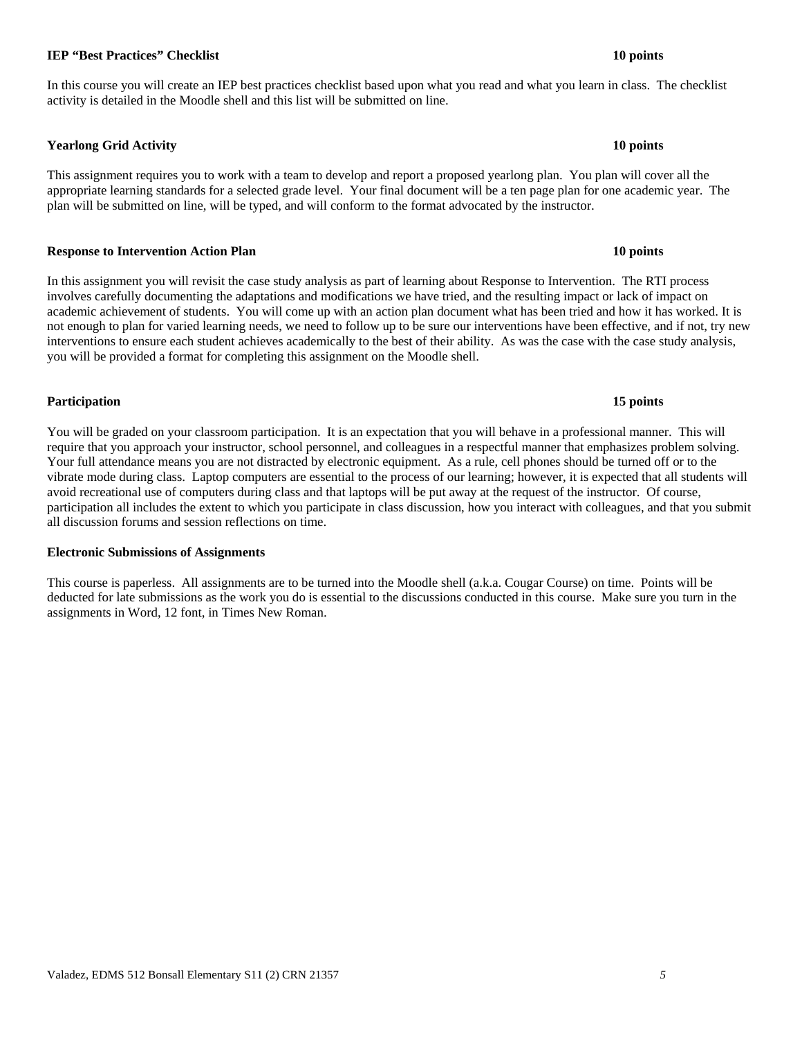**IEP "Best Practices" Checklist** **10 points**

In this course you will create an IEP best practices checklist based upon what you read and what you learn in class. The checklist activity is detailed in the Moodle shell and this list will be submitted on line.

**Yearlong Grid Activity** **10 points**

This assignment requires you to work with a team to develop and report a proposed yearlong plan. You plan will cover all the appropriate learning standards for a selected grade level. Your final document will be a ten page plan for one academic year. The plan will be submitted on line, will be typed, and will conform to the format advocated by the instructor.

**Response to Intervention Action Plan** **10 points**

In this assignment you will revisit the case study analysis as part of learning about Response to Intervention. The RTI process involves carefully documenting the adaptations and modifications we have tried, and the resulting impact or lack of impact on academic achievement of students. You will come up with an action plan document what has been tried and how it has worked. It is not enough to plan for varied learning needs, we need to follow up to be sure our interventions have been effective, and if not, try new interventions to ensure each student achieves academically to the best of their ability. As was the case with the case study analysis, you will be provided a format for completing this assignment on the Moodle shell.

**Participation** **15 points**

You will be graded on your classroom participation. It is an expectation that you will behave in a professional manner. This will require that you approach your instructor, school personnel, and colleagues in a respectful manner that emphasizes problem solving. Your full attendance means you are not distracted by electronic equipment. As a rule, cell phones should be turned off or to the vibrate mode during class. Laptop computers are essential to the process of our learning; however, it is expected that all students will avoid recreational use of computers during class and that laptops will be put away at the request of the instructor. Of course, participation all includes the extent to which you participate in class discussion, how you interact with colleagues, and that you submit all discussion forums and session reflections on time.

**Electronic Submissions of Assignments**

This course is paperless. All assignments are to be turned into the Moodle shell (a.k.a. Cougar Course) on time. Points will be deducted for late submissions as the work you do is essential to the discussions conducted in this course. Make sure you turn in the assignments in Word, 12 font, in Times New Roman.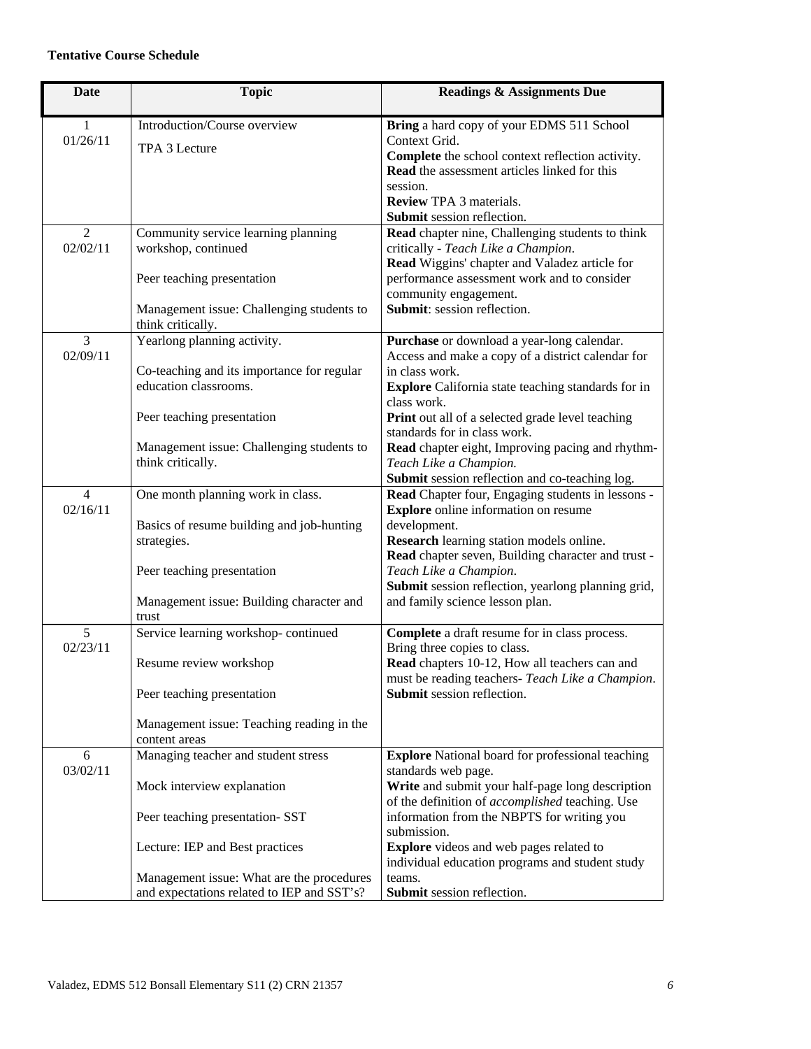**Tentative Course Schedule**

| Date | Topic | Readings & Assignments Due |
|---|---|---|
| 1<br>01/26/11 | Introduction/Course overview<br><br>TPA 3 Lecture | **Bring** a hard copy of your EDMS 511 School Context Grid.<br>**Complete** the school context reflection activity.<br>**Read** the assessment articles linked for this session.<br>**Review** TPA 3 materials.<br>**Submit** session reflection. |
| 2<br>02/02/11 | Community service learning planning workshop, continued<br><br>Peer teaching presentation<br><br>Management issue: Challenging students to think critically. | **Read** chapter nine, Challenging students to think critically - *Teach Like a Champion*.<br>**Read** Wiggins' chapter and Valadez article for performance assessment work and to consider community engagement.<br>**Submit**: session reflection. |
| 3<br>02/09/11 | Yearlong planning activity.<br><br>Co-teaching and its importance for regular education classrooms.<br><br>Peer teaching presentation<br><br>Management issue: Challenging students to think critically. | **Purchase** or download a year-long calendar. Access and make a copy of a district calendar for in class work.<br>**Explore** California state teaching standards for in class work.<br>**Print** out all of a selected grade level teaching standards for in class work.<br>**Read** chapter eight, Improving pacing and rhythm- *Teach Like a Champion.*<br>**Submit** session reflection and co-teaching log. |
| 4<br>02/16/11 | One month planning work in class.<br><br>Basics of resume building and job-hunting strategies.<br><br>Peer teaching presentation<br><br>Management issue: Building character and trust | **Read** Chapter four, Engaging students in lessons -<br>**Explore** online information on resume development.<br>**Research** learning station models online.<br>**Read** chapter seven, Building character and trust - *Teach Like a Champion*.<br>**Submit** session reflection, yearlong planning grid, and family science lesson plan. |
| 5<br>02/23/11 | Service learning workshop- continued<br><br>Resume review workshop<br><br>Peer teaching presentation<br><br>Management issue: Teaching reading in the content areas | **Complete** a draft resume for in class process. Bring three copies to class.<br>**Read** chapters 10-12, How all teachers can and must be reading teachers- *Teach Like a Champion*.<br>**Submit** session reflection. |
| 6<br>03/02/11 | Managing teacher and student stress<br><br>Mock interview explanation<br><br>Peer teaching presentation- SST<br><br>Lecture: IEP and Best practices<br><br>Management issue: What are the procedures and expectations related to IEP and SST's? | **Explore** National board for professional teaching standards web page.<br>**Write** and submit your half-page long description of the definition of *accomplished* teaching. Use information from the NBPTS for writing you submission.<br>**Explore** videos and web pages related to individual education programs and student study teams.<br>**Submit** session reflection. |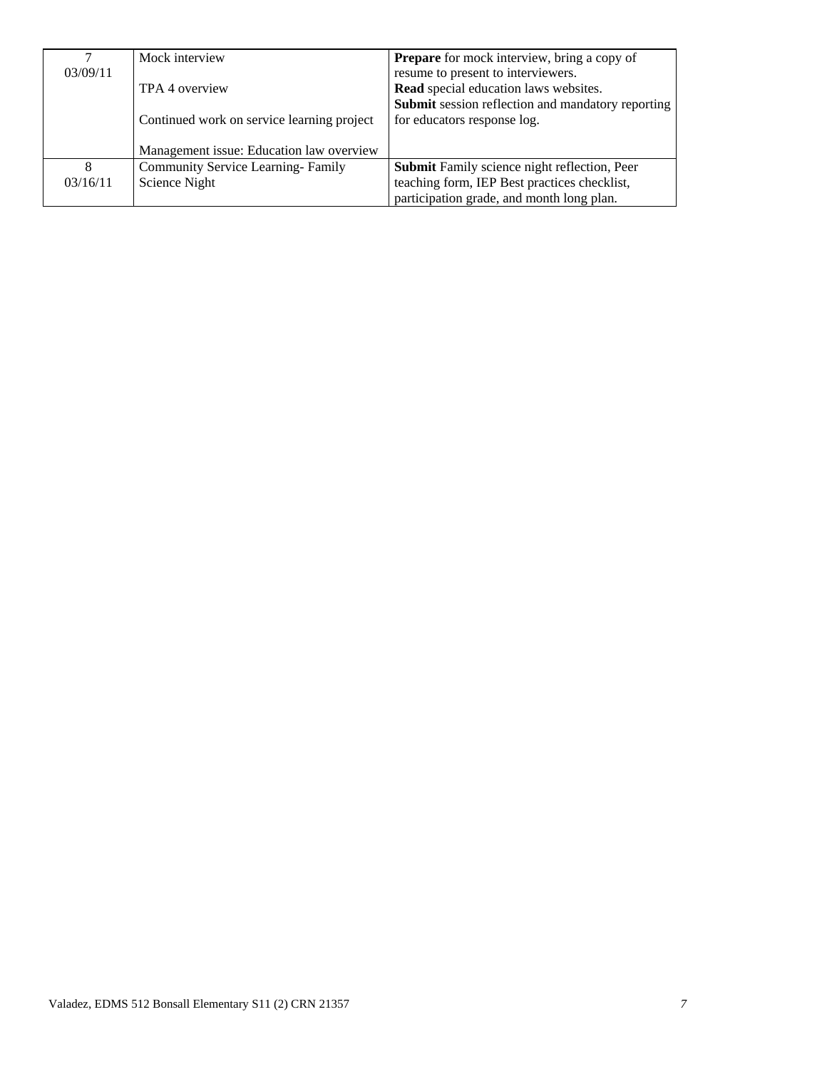| | | |
|---|---|---|
| 7<br>03/09/11 | Mock interview<br><br>TPA 4 overview<br><br>Continued work on service learning project<br><br>Management issue: Education law overview | **Prepare** for mock interview, bring a copy of resume to present to interviewers.<br>**Read** special education laws websites.<br>**Submit** session reflection and mandatory reporting for educators response log. |
| 8<br>03/16/11 | Community Service Learning- Family Science Night | **Submit** Family science night reflection, Peer teaching form, IEP Best practices checklist, participation grade, and month long plan. |